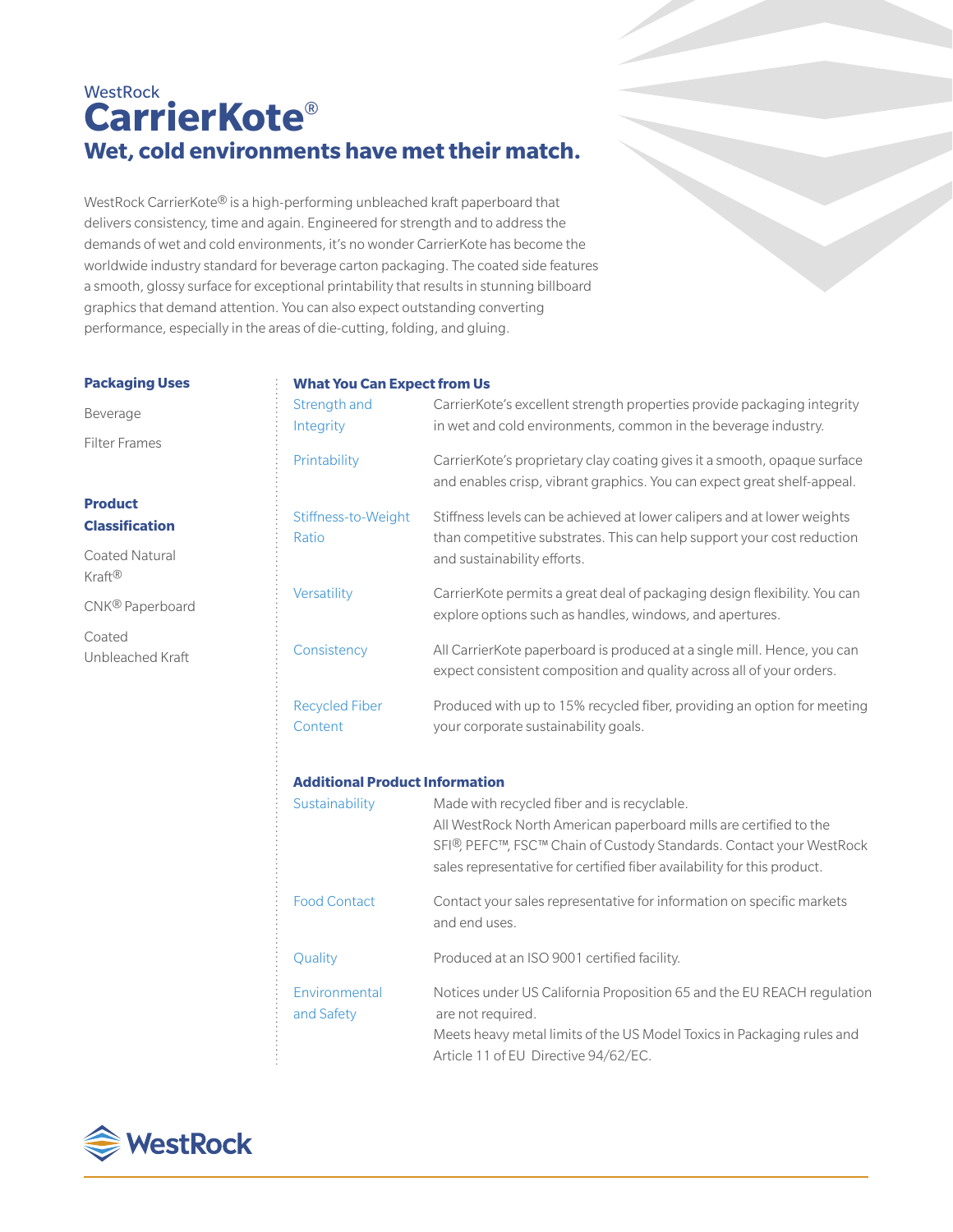WestRock

# CarrierKote®

## Wet, cold environments have met their match.

WestRock CarrierKote® is a high-performing unbleached kraft paperboard that delivers consistency, time and again. Engineered for strength and to address the demands of wet and cold environments, it's no wonder CarrierKote has become the worldwide industry standard for beverage carton packaging. The coated side features a smooth, glossy surface for exceptional printability that results in stunning billboard graphics that demand attention. You can also expect outstanding converting performance, especially in the areas of die-cutting, folding, and gluing.

### Packaging Uses

Beverage

Filter Frames

### Product Classification

Coated Natural Kraft®

CNK® Paperboard

Coated Unbleached Kraft

### What You Can Expect from Us

| | |
|---|---|
| Strength and Integrity | CarrierKote's excellent strength properties provide packaging integrity in wet and cold environments, common in the beverage industry. |
| Printability | CarrierKote's proprietary clay coating gives it a smooth, opaque surface and enables crisp, vibrant graphics. You can expect great shelf-appeal. |
| Stiffness-to-Weight Ratio | Stiffness levels can be achieved at lower calipers and at lower weights than competitive substrates. This can help support your cost reduction and sustainability efforts. |
| Versatility | CarrierKote permits a great deal of packaging design flexibility. You can explore options such as handles, windows, and apertures. |
| Consistency | All CarrierKote paperboard is produced at a single mill. Hence, you can expect consistent composition and quality across all of your orders. |
| Recycled Fiber Content | Produced with up to 15% recycled fiber, providing an option for meeting your corporate sustainability goals. |

### Additional Product Information

| | |
|---|---|
| Sustainability | Made with recycled fiber and is recyclable. All WestRock North American paperboard mills are certified to the SFI®, PEFC™, FSC™ Chain of Custody Standards. Contact your WestRock sales representative for certified fiber availability for this product. |
| Food Contact | Contact your sales representative for information on specific markets and end uses. |
| Quality | Produced at an ISO 9001 certified facility. |
| Environmental and Safety | Notices under US California Proposition 65 and the EU REACH regulation are not required. Meets heavy metal limits of the US Model Toxics in Packaging rules and Article 11 of EU Directive 94/62/EC. |

WestRock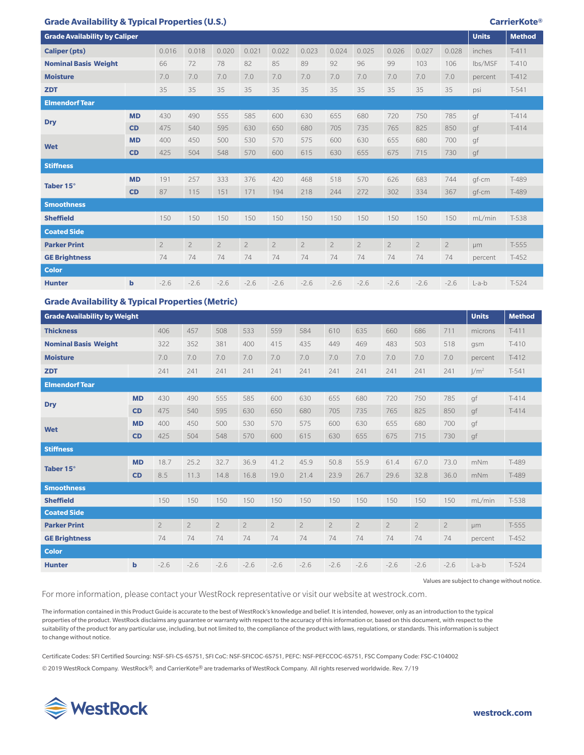## Grade Availability & Typical Properties (U.S.)

**CarrierKote®**

| Grade Availability by Caliper | | | | | | | | | | | | | Units | Method |
|---|---|---|---|---|---|---|---|---|---|---|---|---|---|---|
| **Caliper (pts)** | | 0.016 | 0.018 | 0.020 | 0.021 | 0.022 | 0.023 | 0.024 | 0.025 | 0.026 | 0.027 | 0.028 | inches | T-411 |
| **Nominal Basis Weight** | | 66 | 72 | 78 | 82 | 85 | 89 | 92 | 96 | 99 | 103 | 106 | lbs/MSF | T-410 |
| **Moisture** | | 7.0 | 7.0 | 7.0 | 7.0 | 7.0 | 7.0 | 7.0 | 7.0 | 7.0 | 7.0 | 7.0 | percent | T-412 |
| **ZDT** | | 35 | 35 | 35 | 35 | 35 | 35 | 35 | 35 | 35 | 35 | 35 | psi | T-541 |
| **Elmendorf Tear** | | | | | | | | | | | | | | |
| **Dry** | **MD** | 430 | 490 | 555 | 585 | 600 | 630 | 655 | 680 | 720 | 750 | 785 | gf | T-414 |
| | **CD** | 475 | 540 | 595 | 630 | 650 | 680 | 705 | 735 | 765 | 825 | 850 | gf | T-414 |
| **Wet** | **MD** | 400 | 450 | 500 | 530 | 570 | 575 | 600 | 630 | 655 | 680 | 700 | gf | |
| | **CD** | 425 | 504 | 548 | 570 | 600 | 615 | 630 | 655 | 675 | 715 | 730 | gf | |
| **Stiffness** | | | | | | | | | | | | | | |
| **Taber 15°** | **MD** | 191 | 257 | 333 | 376 | 420 | 468 | 518 | 570 | 626 | 683 | 744 | gf-cm | T-489 |
| | **CD** | 87 | 115 | 151 | 171 | 194 | 218 | 244 | 272 | 302 | 334 | 367 | gf-cm | T-489 |
| **Smoothness** | | | | | | | | | | | | | | |
| **Sheffield** | | 150 | 150 | 150 | 150 | 150 | 150 | 150 | 150 | 150 | 150 | 150 | mL/min | T-538 |
| **Coated Side** | | | | | | | | | | | | | | |
| **Parker Print** | | 2 | 2 | 2 | 2 | 2 | 2 | 2 | 2 | 2 | 2 | 2 | µm | T-555 |
| **GE Brightness** | | 74 | 74 | 74 | 74 | 74 | 74 | 74 | 74 | 74 | 74 | 74 | percent | T-452 |
| **Color** | | | | | | | | | | | | | | |
| **Hunter** | **b** | -2.6 | -2.6 | -2.6 | -2.6 | -2.6 | -2.6 | -2.6 | -2.6 | -2.6 | -2.6 | -2.6 | L-a-b | T-524 |

## Grade Availability & Typical Properties (Metric)

| Grade Availability by Weight | | | | | | | | | | | | | Units | Method |
|---|---|---|---|---|---|---|---|---|---|---|---|---|---|---|
| **Thickness** | | 406 | 457 | 508 | 533 | 559 | 584 | 610 | 635 | 660 | 686 | 711 | microns | T-411 |
| **Nominal Basis Weight** | | 322 | 352 | 381 | 400 | 415 | 435 | 449 | 469 | 483 | 503 | 518 | gsm | T-410 |
| **Moisture** | | 7.0 | 7.0 | 7.0 | 7.0 | 7.0 | 7.0 | 7.0 | 7.0 | 7.0 | 7.0 | 7.0 | percent | T-412 |
| **ZDT** | | 241 | 241 | 241 | 241 | 241 | 241 | 241 | 241 | 241 | 241 | 241 | J/m² | T-541 |
| **Elmendorf Tear** | | | | | | | | | | | | | | |
| **Dry** | **MD** | 430 | 490 | 555 | 585 | 600 | 630 | 655 | 680 | 720 | 750 | 785 | gf | T-414 |
| | **CD** | 475 | 540 | 595 | 630 | 650 | 680 | 705 | 735 | 765 | 825 | 850 | gf | T-414 |
| **Wet** | **MD** | 400 | 450 | 500 | 530 | 570 | 575 | 600 | 630 | 655 | 680 | 700 | gf | |
| | **CD** | 425 | 504 | 548 | 570 | 600 | 615 | 630 | 655 | 675 | 715 | 730 | gf | |
| **Stiffness** | | | | | | | | | | | | | | |
| **Taber 15°** | **MD** | 18.7 | 25.2 | 32.7 | 36.9 | 41.2 | 45.9 | 50.8 | 55.9 | 61.4 | 67.0 | 73.0 | mNm | T-489 |
| | **CD** | 8.5 | 11.3 | 14.8 | 16.8 | 19.0 | 21.4 | 23.9 | 26.7 | 29.6 | 32.8 | 36.0 | mNm | T-489 |
| **Smoothness** | | | | | | | | | | | | | | |
| **Sheffield** | | 150 | 150 | 150 | 150 | 150 | 150 | 150 | 150 | 150 | 150 | 150 | mL/min | T-538 |
| **Coated Side** | | | | | | | | | | | | | | |
| **Parker Print** | | 2 | 2 | 2 | 2 | 2 | 2 | 2 | 2 | 2 | 2 | 2 | µm | T-555 |
| **GE Brightness** | | 74 | 74 | 74 | 74 | 74 | 74 | 74 | 74 | 74 | 74 | 74 | percent | T-452 |
| **Color** | | | | | | | | | | | | | | |
| **Hunter** | **b** | -2.6 | -2.6 | -2.6 | -2.6 | -2.6 | -2.6 | -2.6 | -2.6 | -2.6 | -2.6 | -2.6 | L-a-b | T-524 |

Values are subject to change without notice.

For more information, please contact your WestRock representative or visit our website at westrock.com.

The information contained in this Product Guide is accurate to the best of WestRock's knowledge and belief. It is intended, however, only as an introduction to the typical properties of the product. WestRock disclaims any guarantee or warranty with respect to the accuracy of this information or, based on this document, with respect to the suitability of the product for any particular use, including, but not limited to, the compliance of the product with laws, regulations, or standards. This information is subject to change without notice.

Certificate Codes: SFI Certified Sourcing: NSF-SFI-CS-6S751, SFI CoC: NSF-SFICOC-6S751, PEFC: NSF-PEFCCOC-6S751, FSC Company Code: FSC-C104002

© 2019 WestRock Company. WestRock®, and CarrierKote® are trademarks of WestRock Company. All rights reserved worldwide. Rev. 7/19

WestRock

westrock.com